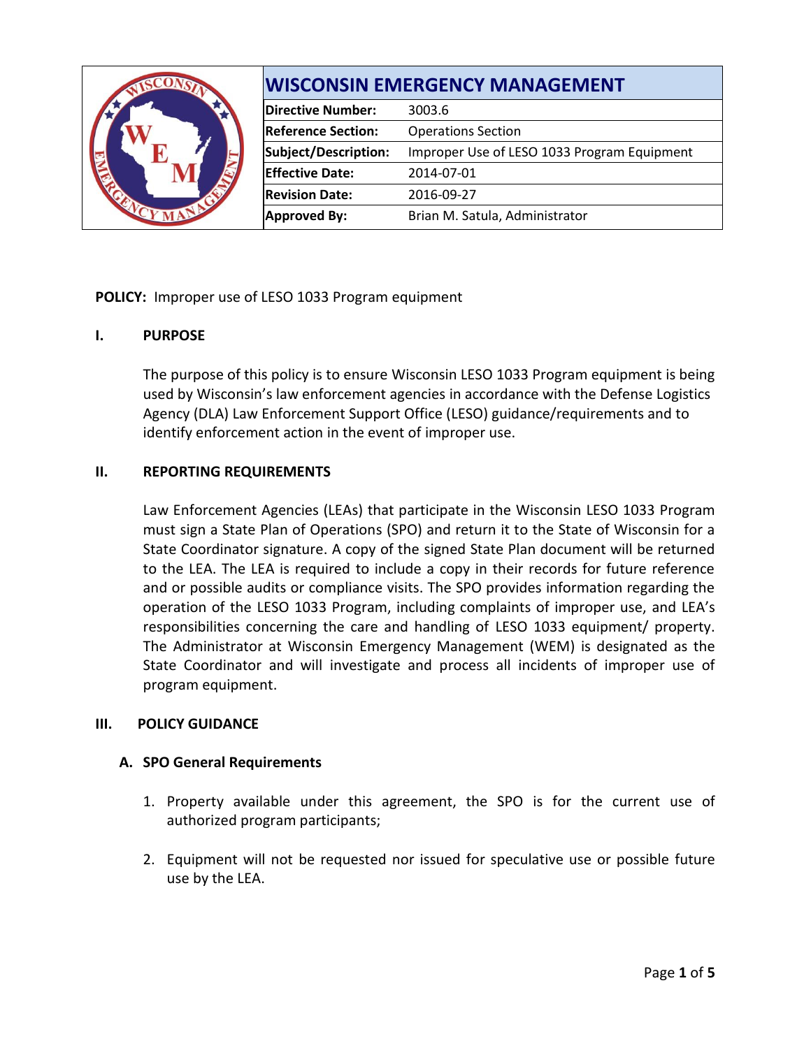| WISCONSIN EMERGENCY MANAGEMENT | |
|---|---|
| **Directive Number:** | 3003.6 |
| **Reference Section:** | Operations Section |
| **Subject/Description:** | Improper Use of LESO 1033 Program Equipment |
| **Effective Date:** | 2014-07-01 |
| **Revision Date:** | 2016-09-27 |
| **Approved By:** | Brian M. Satula, Administrator |

**POLICY:** Improper use of LESO 1033 Program equipment

## I. PURPOSE

The purpose of this policy is to ensure Wisconsin LESO 1033 Program equipment is being used by Wisconsin's law enforcement agencies in accordance with the Defense Logistics Agency (DLA) Law Enforcement Support Office (LESO) guidance/requirements and to identify enforcement action in the event of improper use.

## II. REPORTING REQUIREMENTS

Law Enforcement Agencies (LEAs) that participate in the Wisconsin LESO 1033 Program must sign a State Plan of Operations (SPO) and return it to the State of Wisconsin for a State Coordinator signature. A copy of the signed State Plan document will be returned to the LEA. The LEA is required to include a copy in their records for future reference and or possible audits or compliance visits. The SPO provides information regarding the operation of the LESO 1033 Program, including complaints of improper use, and LEA's responsibilities concerning the care and handling of LESO 1033 equipment/ property. The Administrator at Wisconsin Emergency Management (WEM) is designated as the State Coordinator and will investigate and process all incidents of improper use of program equipment.

## III. POLICY GUIDANCE

### A. SPO General Requirements

1. Property available under this agreement, the SPO is for the current use of authorized program participants;
2. Equipment will not be requested nor issued for speculative use or possible future use by the LEA.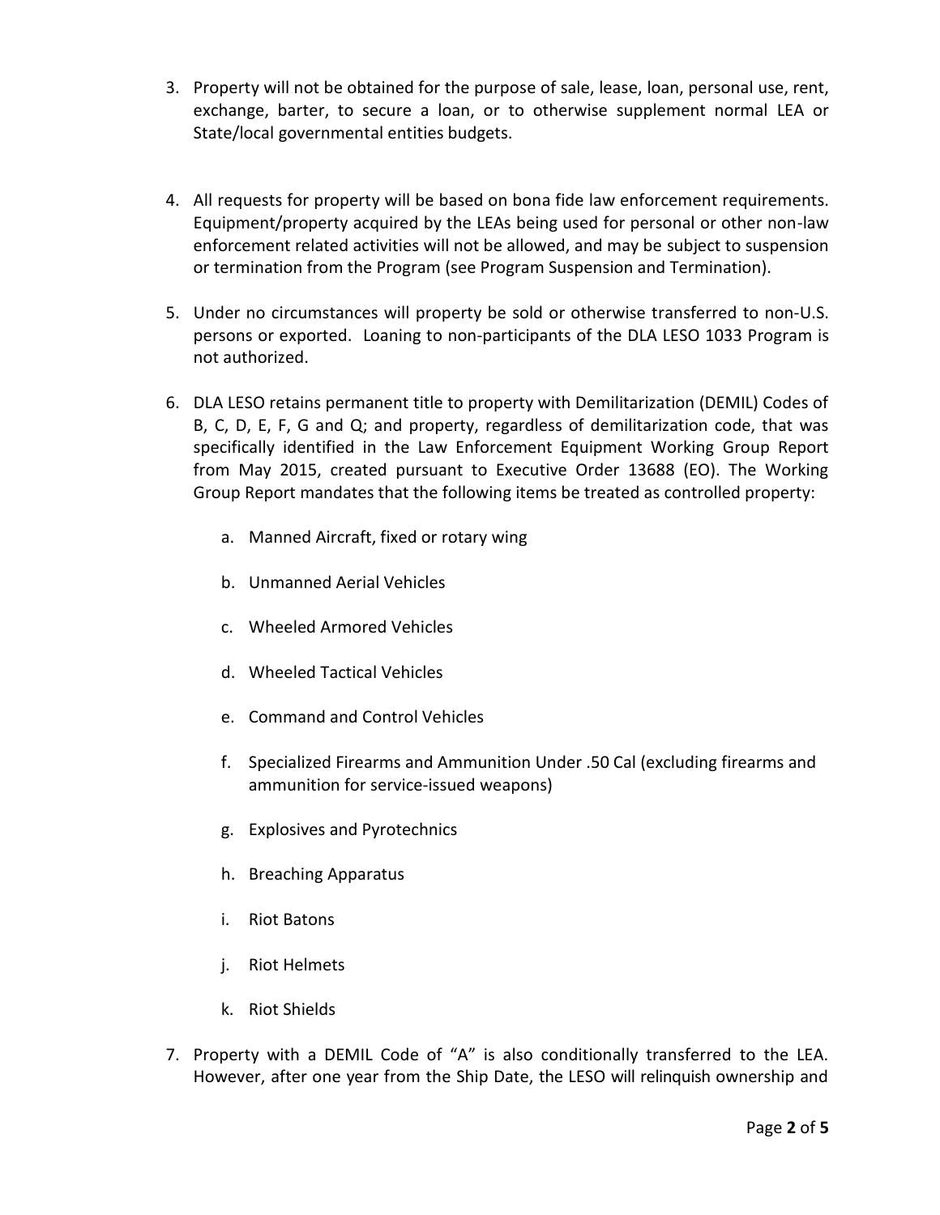3. Property will not be obtained for the purpose of sale, lease, loan, personal use, rent, exchange, barter, to secure a loan, or to otherwise supplement normal LEA or State/local governmental entities budgets.

4. All requests for property will be based on bona fide law enforcement requirements. Equipment/property acquired by the LEAs being used for personal or other non-law enforcement related activities will not be allowed, and may be subject to suspension or termination from the Program (see Program Suspension and Termination).

5. Under no circumstances will property be sold or otherwise transferred to non-U.S. persons or exported. Loaning to non-participants of the DLA LESO 1033 Program is not authorized.

6. DLA LESO retains permanent title to property with Demilitarization (DEMIL) Codes of B, C, D, E, F, G and Q; and property, regardless of demilitarization code, that was specifically identified in the Law Enforcement Equipment Working Group Report from May 2015, created pursuant to Executive Order 13688 (EO). The Working Group Report mandates that the following items be treated as controlled property:

    a. Manned Aircraft, fixed or rotary wing

    b. Unmanned Aerial Vehicles

    c. Wheeled Armored Vehicles

    d. Wheeled Tactical Vehicles

    e. Command and Control Vehicles

    f. Specialized Firearms and Ammunition Under .50 Cal (excluding firearms and ammunition for service-issued weapons)

    g. Explosives and Pyrotechnics

    h. Breaching Apparatus

    i. Riot Batons

    j. Riot Helmets

    k. Riot Shields

7. Property with a DEMIL Code of “A” is also conditionally transferred to the LEA. However, after one year from the Ship Date, the LESO will relinquish ownership and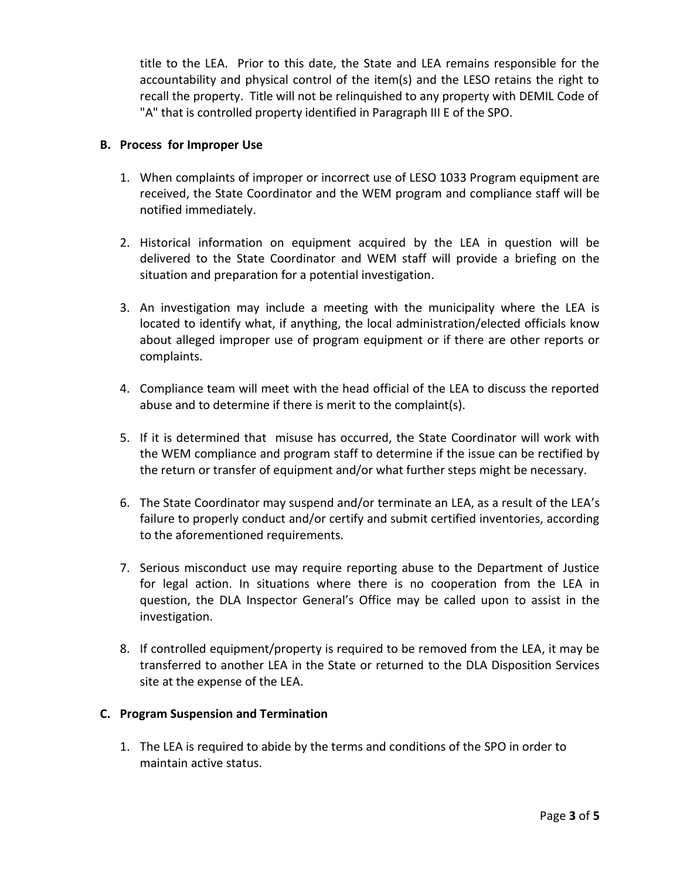title to the LEA. Prior to this date, the State and LEA remains responsible for the accountability and physical control of the item(s) and the LESO retains the right to recall the property. Title will not be relinquished to any property with DEMIL Code of "A" that is controlled property identified in Paragraph III E of the SPO.

**B. Process for Improper Use**

1. When complaints of improper or incorrect use of LESO 1033 Program equipment are received, the State Coordinator and the WEM program and compliance staff will be notified immediately.

2. Historical information on equipment acquired by the LEA in question will be delivered to the State Coordinator and WEM staff will provide a briefing on the situation and preparation for a potential investigation.

3. An investigation may include a meeting with the municipality where the LEA is located to identify what, if anything, the local administration/elected officials know about alleged improper use of program equipment or if there are other reports or complaints.

4. Compliance team will meet with the head official of the LEA to discuss the reported abuse and to determine if there is merit to the complaint(s).

5. If it is determined that misuse has occurred, the State Coordinator will work with the WEM compliance and program staff to determine if the issue can be rectified by the return or transfer of equipment and/or what further steps might be necessary.

6. The State Coordinator may suspend and/or terminate an LEA, as a result of the LEA's failure to properly conduct and/or certify and submit certified inventories, according to the aforementioned requirements.

7. Serious misconduct use may require reporting abuse to the Department of Justice for legal action. In situations where there is no cooperation from the LEA in question, the DLA Inspector General's Office may be called upon to assist in the investigation.

8. If controlled equipment/property is required to be removed from the LEA, it may be transferred to another LEA in the State or returned to the DLA Disposition Services site at the expense of the LEA.

**C. Program Suspension and Termination**

1. The LEA is required to abide by the terms and conditions of the SPO in order to maintain active status.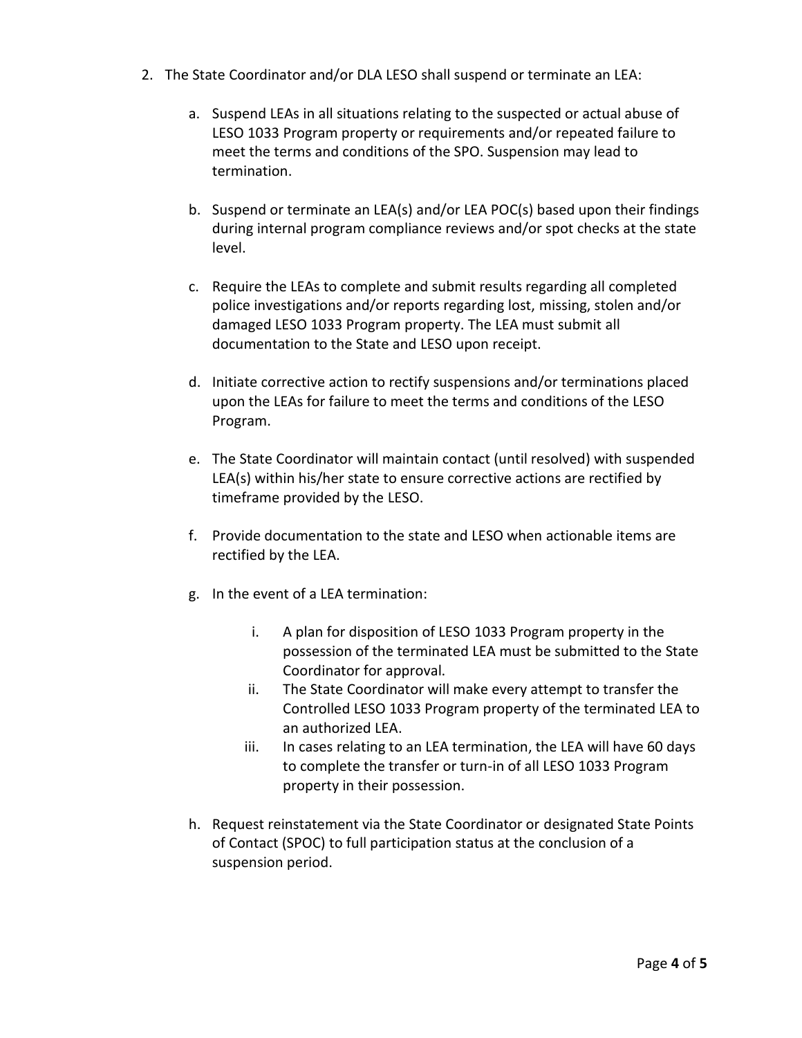2. The State Coordinator and/or DLA LESO shall suspend or terminate an LEA:

   a. Suspend LEAs in all situations relating to the suspected or actual abuse of LESO 1033 Program property or requirements and/or repeated failure to meet the terms and conditions of the SPO. Suspension may lead to termination.

   b. Suspend or terminate an LEA(s) and/or LEA POC(s) based upon their findings during internal program compliance reviews and/or spot checks at the state level.

   c. Require the LEAs to complete and submit results regarding all completed police investigations and/or reports regarding lost, missing, stolen and/or damaged LESO 1033 Program property. The LEA must submit all documentation to the State and LESO upon receipt.

   d. Initiate corrective action to rectify suspensions and/or terminations placed upon the LEAs for failure to meet the terms and conditions of the LESO Program.

   e. The State Coordinator will maintain contact (until resolved) with suspended LEA(s) within his/her state to ensure corrective actions are rectified by timeframe provided by the LESO.

   f. Provide documentation to the state and LESO when actionable items are rectified by the LEA.

   g. In the event of a LEA termination:

      i. A plan for disposition of LESO 1033 Program property in the possession of the terminated LEA must be submitted to the State Coordinator for approval.
      ii. The State Coordinator will make every attempt to transfer the Controlled LESO 1033 Program property of the terminated LEA to an authorized LEA.
      iii. In cases relating to an LEA termination, the LEA will have 60 days to complete the transfer or turn-in of all LESO 1033 Program property in their possession.

   h. Request reinstatement via the State Coordinator or designated State Points of Contact (SPOC) to full participation status at the conclusion of a suspension period.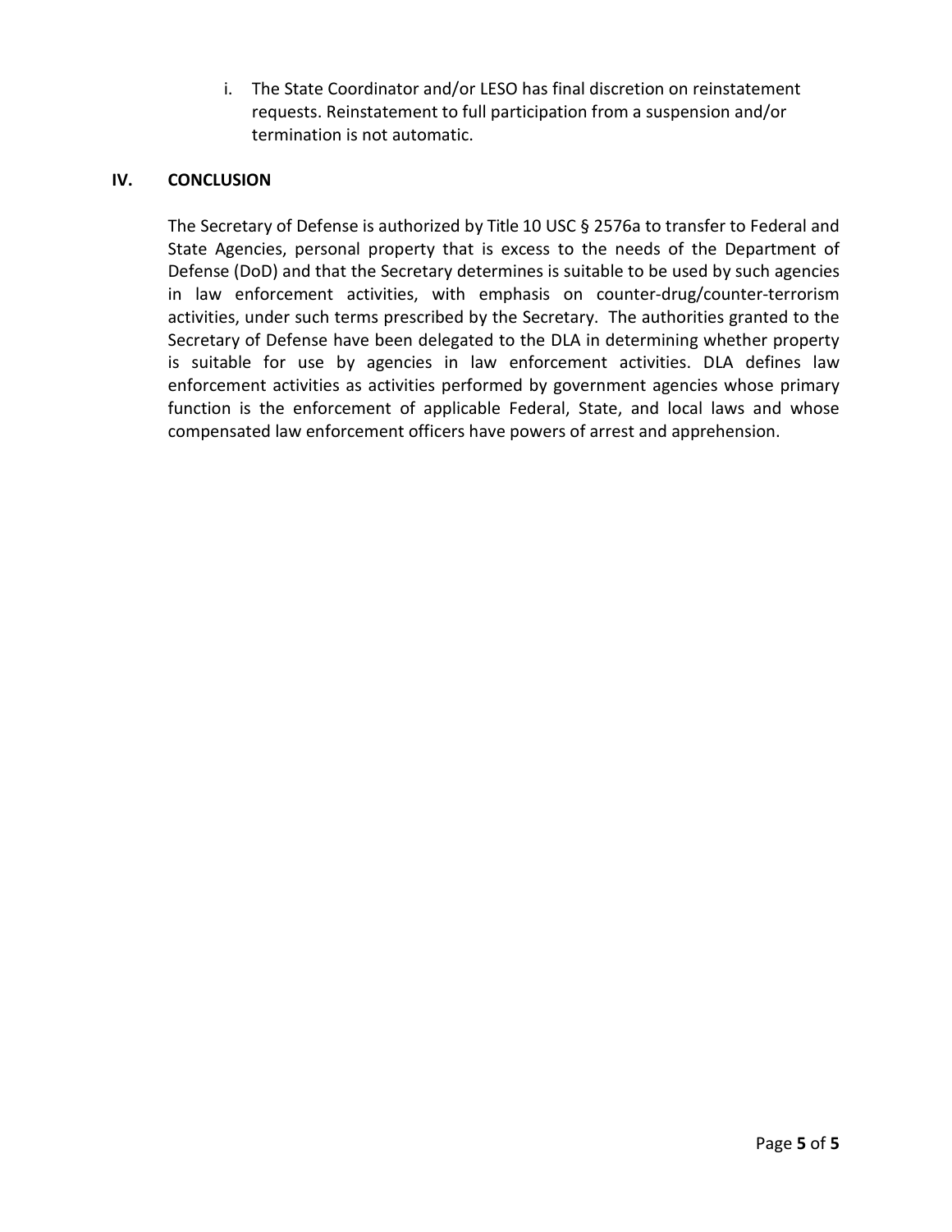i. The State Coordinator and/or LESO has final discretion on reinstatement requests. Reinstatement to full participation from a suspension and/or termination is not automatic.

## IV. CONCLUSION

The Secretary of Defense is authorized by Title 10 USC § 2576a to transfer to Federal and State Agencies, personal property that is excess to the needs of the Department of Defense (DoD) and that the Secretary determines is suitable to be used by such agencies in law enforcement activities, with emphasis on counter-drug/counter-terrorism activities, under such terms prescribed by the Secretary. The authorities granted to the Secretary of Defense have been delegated to the DLA in determining whether property is suitable for use by agencies in law enforcement activities. DLA defines law enforcement activities as activities performed by government agencies whose primary function is the enforcement of applicable Federal, State, and local laws and whose compensated law enforcement officers have powers of arrest and apprehension.